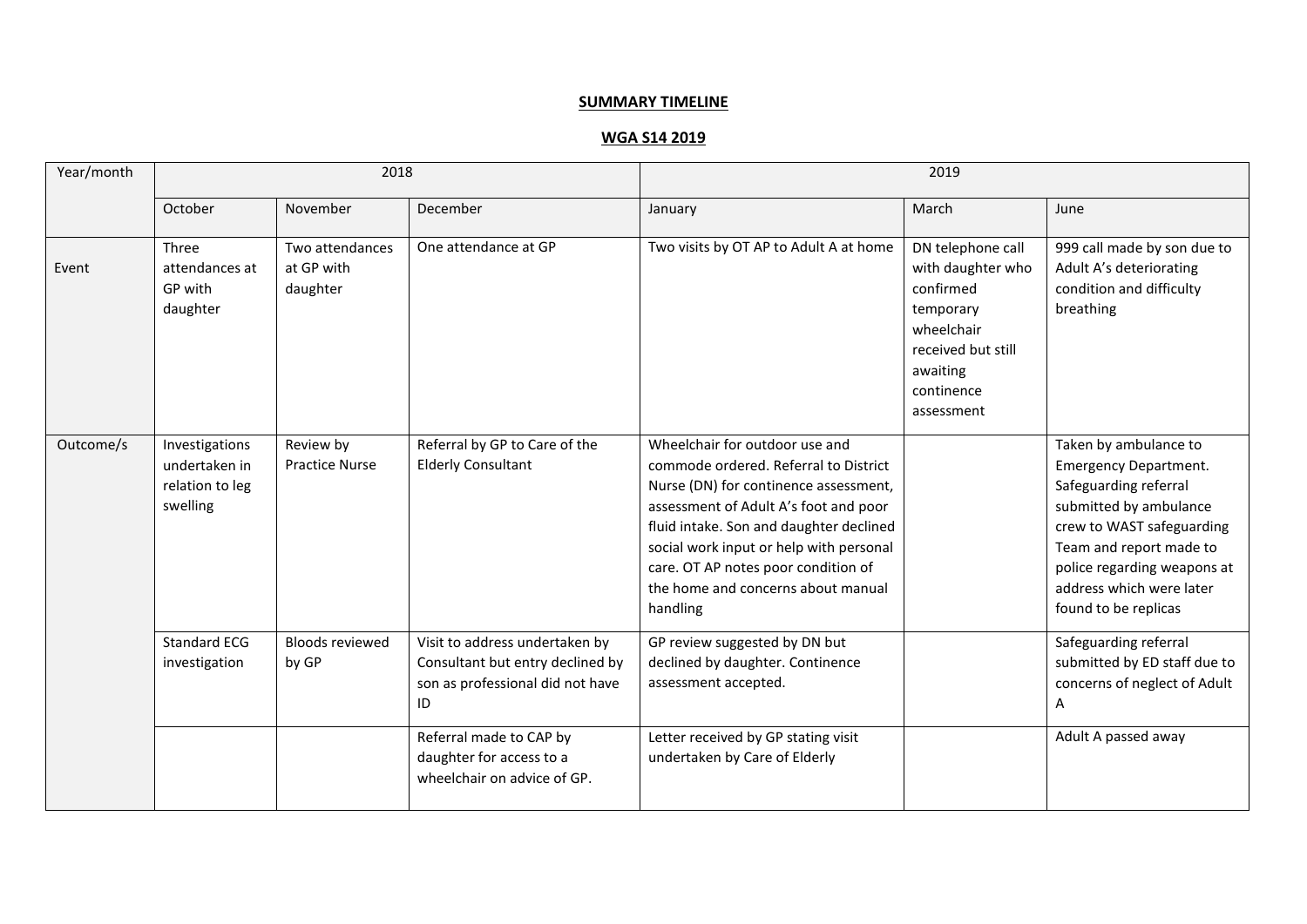**SUMMARY TIMELINE**

**WGA S14 2019**

| Year/month | 2018 | | | 2019 | | |
|---|---|---|---|---|---|---|
| | October | November | December | January | March | June |
| Event | Three attendances at GP with daughter | Two attendances at GP with daughter | One attendance at GP | Two visits by OT AP to Adult A at home | DN telephone call with daughter who confirmed temporary wheelchair received but still awaiting continence assessment | 999 call made by son due to Adult A's deteriorating condition and difficulty breathing |
| Outcome/s | Investigations undertaken in relation to leg swelling | Review by Practice Nurse | Referral by GP to Care of the Elderly Consultant | Wheelchair for outdoor use and commode ordered. Referral to District Nurse (DN) for continence assessment, assessment of Adult A's foot and poor fluid intake. Son and daughter declined social work input or help with personal care. OT AP notes poor condition of the home and concerns about manual handling | | Taken by ambulance to Emergency Department. Safeguarding referral submitted by ambulance crew to WAST safeguarding Team and report made to police regarding weapons at address which were later found to be replicas |
| | Standard ECG investigation | Bloods reviewed by GP | Visit to address undertaken by Consultant but entry declined by son as professional did not have ID | GP review suggested by DN but declined by daughter. Continence assessment accepted. | | Safeguarding referral submitted by ED staff due to concerns of neglect of Adult A |
| | | | Referral made to CAP by daughter for access to a wheelchair on advice of GP. | Letter received by GP stating visit undertaken by Care of Elderly | | Adult A passed away |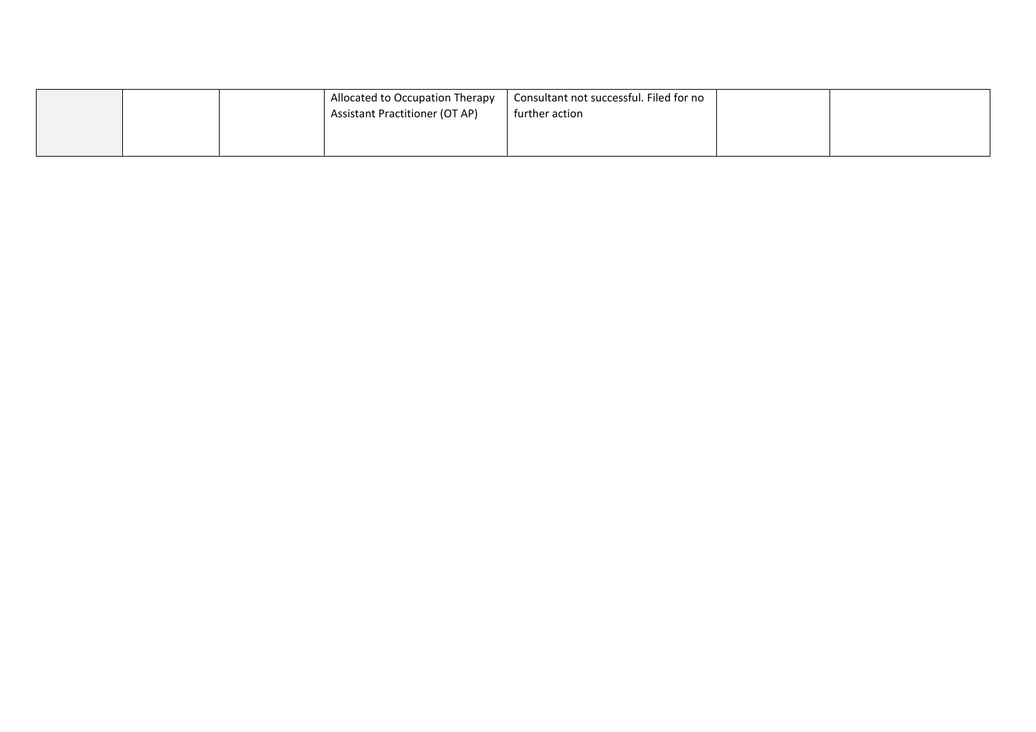| | | | | | | |
|---|---|---|---|---|---|---|
| | | | Allocated to Occupation Therapy Assistant Practitioner (OT AP) | Consultant not successful. Filed for no further action | | |